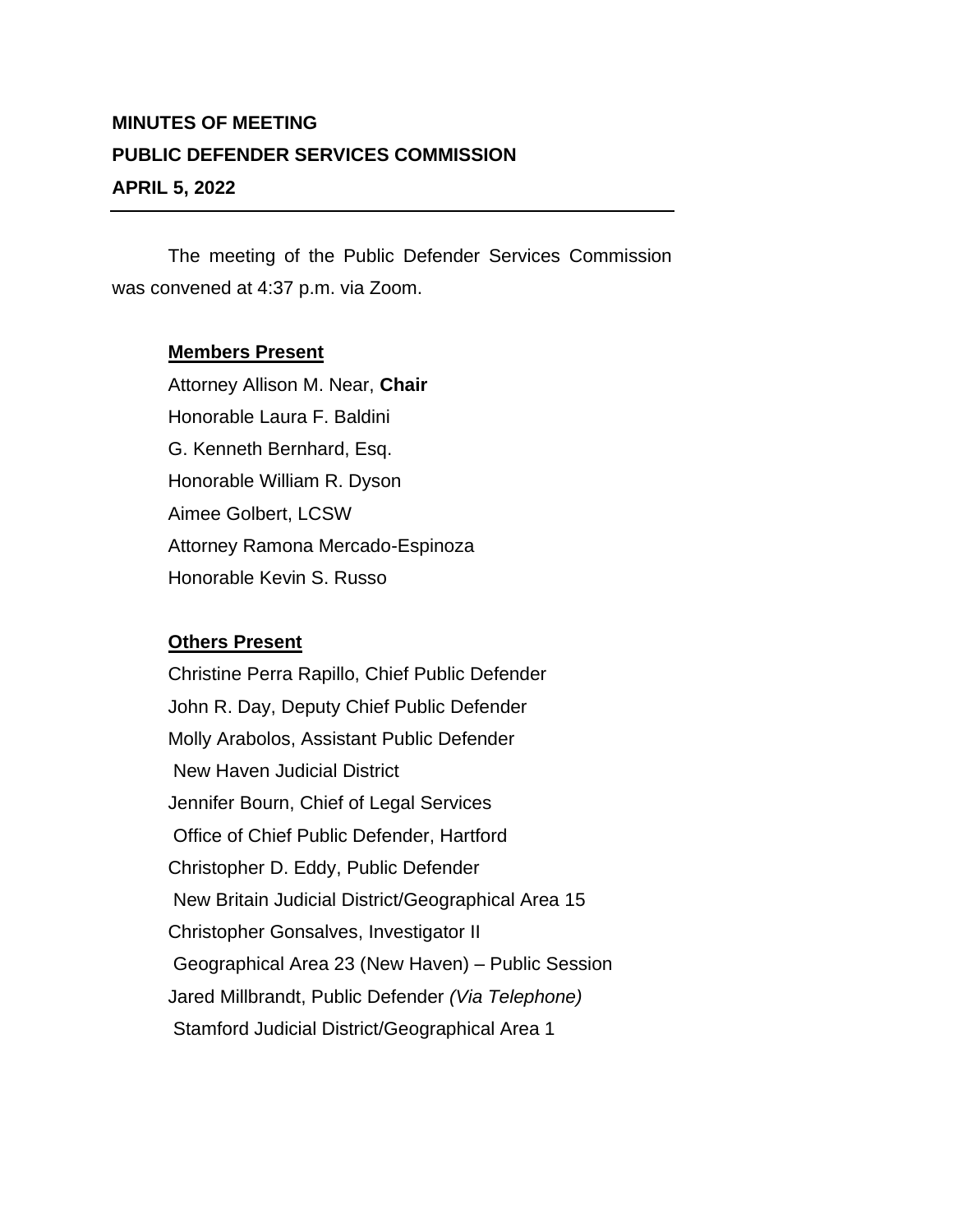**MINUTES OF MEETING**

**PUBLIC DEFENDER SERVICES COMMISSION**

**APRIL 5, 2022**

---

The meeting of the Public Defender Services Commission was convened at 4:37 p.m. via Zoom.

**Members Present**

Attorney Allison M. Near, **Chair**
Honorable Laura F. Baldini
G. Kenneth Bernhard, Esq.
Honorable William R. Dyson
Aimee Golbert, LCSW
Attorney Ramona Mercado-Espinoza
Honorable Kevin S. Russo

**Others Present**

Christine Perra Rapillo, Chief Public Defender
John R. Day, Deputy Chief Public Defender
Molly Arabolos, Assistant Public Defender
New Haven Judicial District
Jennifer Bourn, Chief of Legal Services
Office of Chief Public Defender, Hartford
Christopher D. Eddy, Public Defender
New Britain Judicial District/Geographical Area 15
Christopher Gonsalves, Investigator II
Geographical Area 23 (New Haven) – Public Session
Jared Millbrandt, Public Defender *(Via Telephone)*
Stamford Judicial District/Geographical Area 1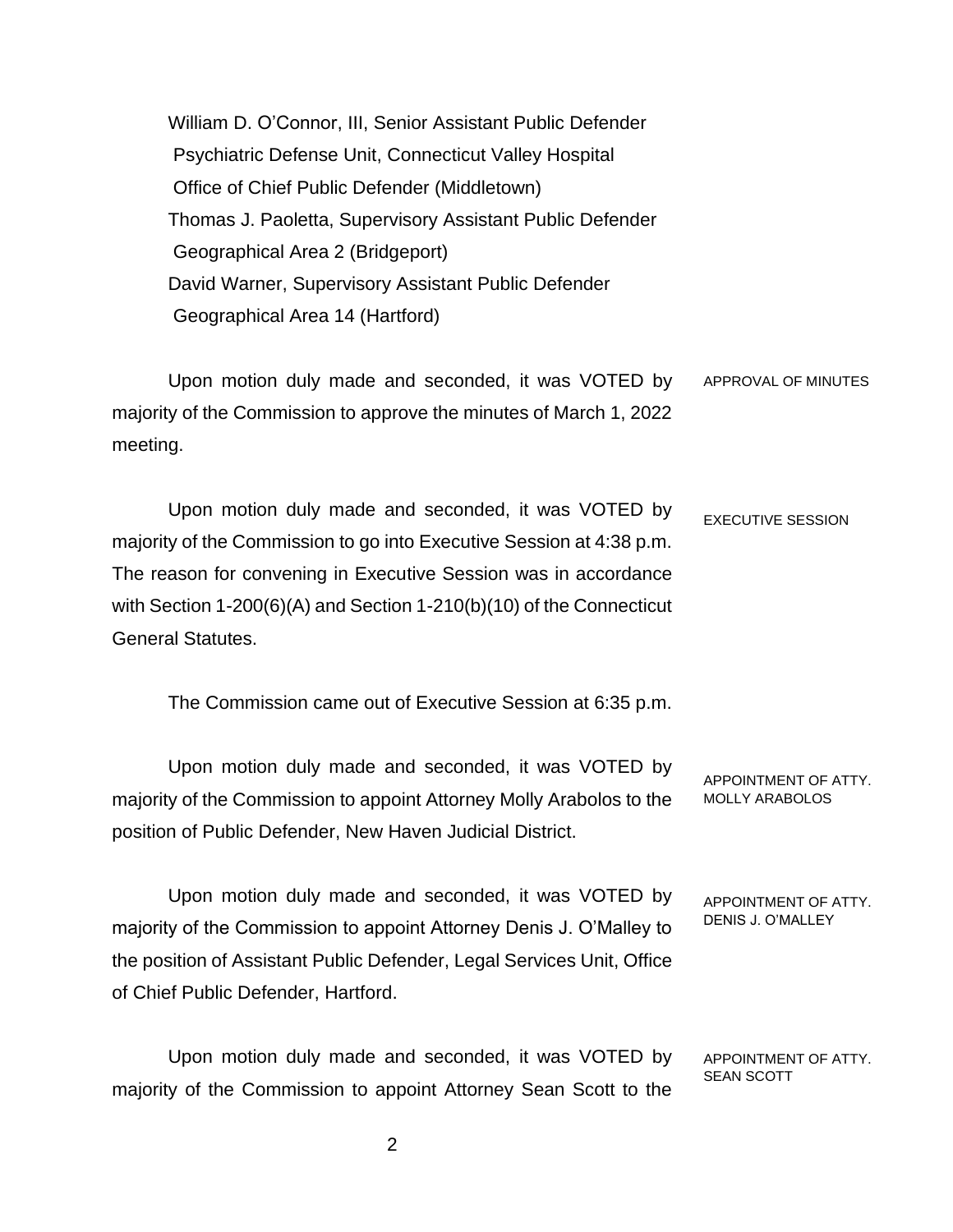William D. O'Connor, III, Senior Assistant Public Defender
Psychiatric Defense Unit, Connecticut Valley Hospital
Office of Chief Public Defender (Middletown)
Thomas J. Paoletta, Supervisory Assistant Public Defender
Geographical Area 2 (Bridgeport)
David Warner, Supervisory Assistant Public Defender
Geographical Area 14 (Hartford)

APPROVAL OF MINUTES

Upon motion duly made and seconded, it was VOTED by majority of the Commission to approve the minutes of March 1, 2022 meeting.

EXECUTIVE SESSION

Upon motion duly made and seconded, it was VOTED by majority of the Commission to go into Executive Session at 4:38 p.m. The reason for convening in Executive Session was in accordance with Section 1-200(6)(A) and Section 1-210(b)(10) of the Connecticut General Statutes.

The Commission came out of Executive Session at 6:35 p.m.

APPOINTMENT OF ATTY. MOLLY ARABOLOS

Upon motion duly made and seconded, it was VOTED by majority of the Commission to appoint Attorney Molly Arabolos to the position of Public Defender, New Haven Judicial District.

APPOINTMENT OF ATTY. DENIS J. O'MALLEY

Upon motion duly made and seconded, it was VOTED by majority of the Commission to appoint Attorney Denis J. O'Malley to the position of Assistant Public Defender, Legal Services Unit, Office of Chief Public Defender, Hartford.

APPOINTMENT OF ATTY. SEAN SCOTT

Upon motion duly made and seconded, it was VOTED by majority of the Commission to appoint Attorney Sean Scott to the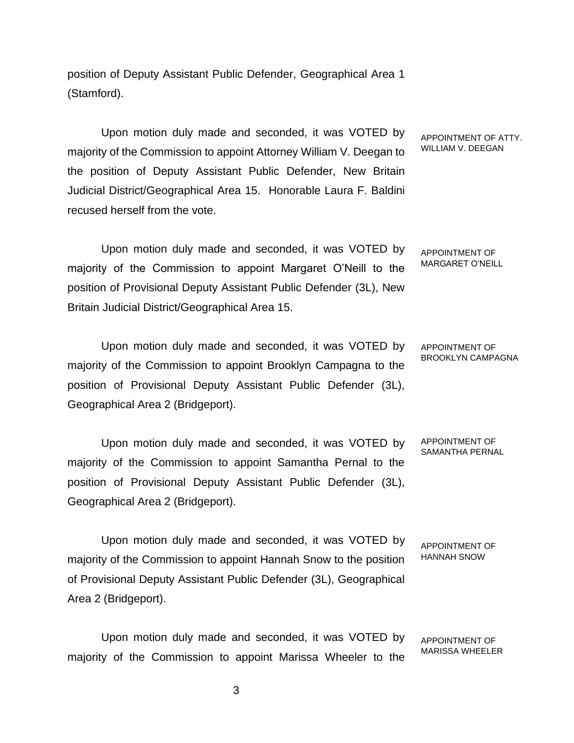position of Deputy Assistant Public Defender, Geographical Area 1 (Stamford).

APPOINTMENT OF ATTY. WILLIAM V. DEEGAN

Upon motion duly made and seconded, it was VOTED by majority of the Commission to appoint Attorney William V. Deegan to the position of Deputy Assistant Public Defender, New Britain Judicial District/Geographical Area 15. Honorable Laura F. Baldini recused herself from the vote.

APPOINTMENT OF MARGARET O'NEILL

Upon motion duly made and seconded, it was VOTED by majority of the Commission to appoint Margaret O'Neill to the position of Provisional Deputy Assistant Public Defender (3L), New Britain Judicial District/Geographical Area 15.

APPOINTMENT OF BROOKLYN CAMPAGNA

Upon motion duly made and seconded, it was VOTED by majority of the Commission to appoint Brooklyn Campagna to the position of Provisional Deputy Assistant Public Defender (3L), Geographical Area 2 (Bridgeport).

APPOINTMENT OF SAMANTHA PERNAL

Upon motion duly made and seconded, it was VOTED by majority of the Commission to appoint Samantha Pernal to the position of Provisional Deputy Assistant Public Defender (3L), Geographical Area 2 (Bridgeport).

APPOINTMENT OF HANNAH SNOW

Upon motion duly made and seconded, it was VOTED by majority of the Commission to appoint Hannah Snow to the position of Provisional Deputy Assistant Public Defender (3L), Geographical Area 2 (Bridgeport).

APPOINTMENT OF MARISSA WHEELER

Upon motion duly made and seconded, it was VOTED by majority of the Commission to appoint Marissa Wheeler to the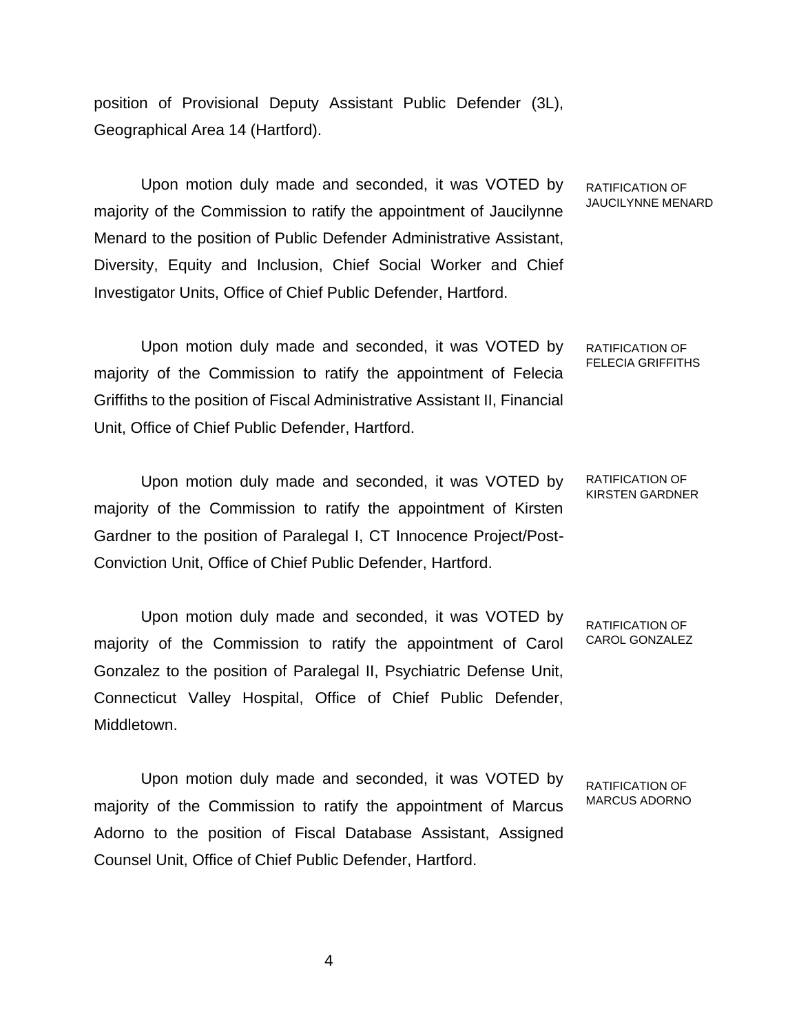position of Provisional Deputy Assistant Public Defender (3L), Geographical Area 14 (Hartford).

RATIFICATION OF JAUCILYNNE MENARD

Upon motion duly made and seconded, it was VOTED by majority of the Commission to ratify the appointment of Jaucilynne Menard to the position of Public Defender Administrative Assistant, Diversity, Equity and Inclusion, Chief Social Worker and Chief Investigator Units, Office of Chief Public Defender, Hartford.

RATIFICATION OF FELECIA GRIFFITHS

Upon motion duly made and seconded, it was VOTED by majority of the Commission to ratify the appointment of Felecia Griffiths to the position of Fiscal Administrative Assistant II, Financial Unit, Office of Chief Public Defender, Hartford.

RATIFICATION OF KIRSTEN GARDNER

Upon motion duly made and seconded, it was VOTED by majority of the Commission to ratify the appointment of Kirsten Gardner to the position of Paralegal I, CT Innocence Project/Post-Conviction Unit, Office of Chief Public Defender, Hartford.

RATIFICATION OF CAROL GONZALEZ

Upon motion duly made and seconded, it was VOTED by majority of the Commission to ratify the appointment of Carol Gonzalez to the position of Paralegal II, Psychiatric Defense Unit, Connecticut Valley Hospital, Office of Chief Public Defender, Middletown.

RATIFICATION OF MARCUS ADORNO

Upon motion duly made and seconded, it was VOTED by majority of the Commission to ratify the appointment of Marcus Adorno to the position of Fiscal Database Assistant, Assigned Counsel Unit, Office of Chief Public Defender, Hartford.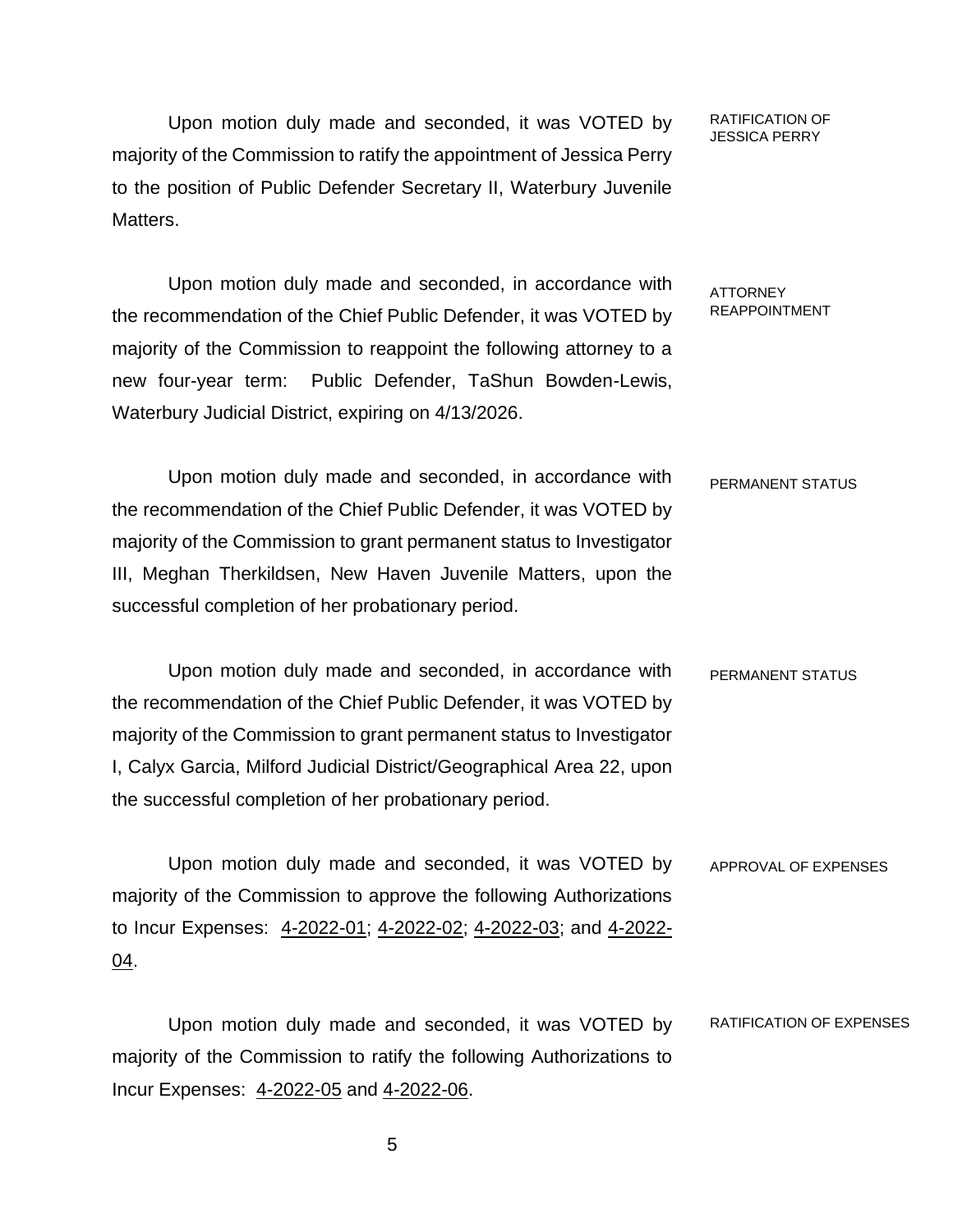RATIFICATION OF JESSICA PERRY

Upon motion duly made and seconded, it was VOTED by majority of the Commission to ratify the appointment of Jessica Perry to the position of Public Defender Secretary II, Waterbury Juvenile Matters.

ATTORNEY REAPPOINTMENT

Upon motion duly made and seconded, in accordance with the recommendation of the Chief Public Defender, it was VOTED by majority of the Commission to reappoint the following attorney to a new four-year term: Public Defender, TaShun Bowden-Lewis, Waterbury Judicial District, expiring on 4/13/2026.

PERMANENT STATUS

Upon motion duly made and seconded, in accordance with the recommendation of the Chief Public Defender, it was VOTED by majority of the Commission to grant permanent status to Investigator III, Meghan Therkildsen, New Haven Juvenile Matters, upon the successful completion of her probationary period.

PERMANENT STATUS

Upon motion duly made and seconded, in accordance with the recommendation of the Chief Public Defender, it was VOTED by majority of the Commission to grant permanent status to Investigator I, Calyx Garcia, Milford Judicial District/Geographical Area 22, upon the successful completion of her probationary period.

APPROVAL OF EXPENSES

Upon motion duly made and seconded, it was VOTED by majority of the Commission to approve the following Authorizations to Incur Expenses: 4-2022-01; 4-2022-02; 4-2022-03; and 4-2022-04.

RATIFICATION OF EXPENSES

Upon motion duly made and seconded, it was VOTED by majority of the Commission to ratify the following Authorizations to Incur Expenses: 4-2022-05 and 4-2022-06.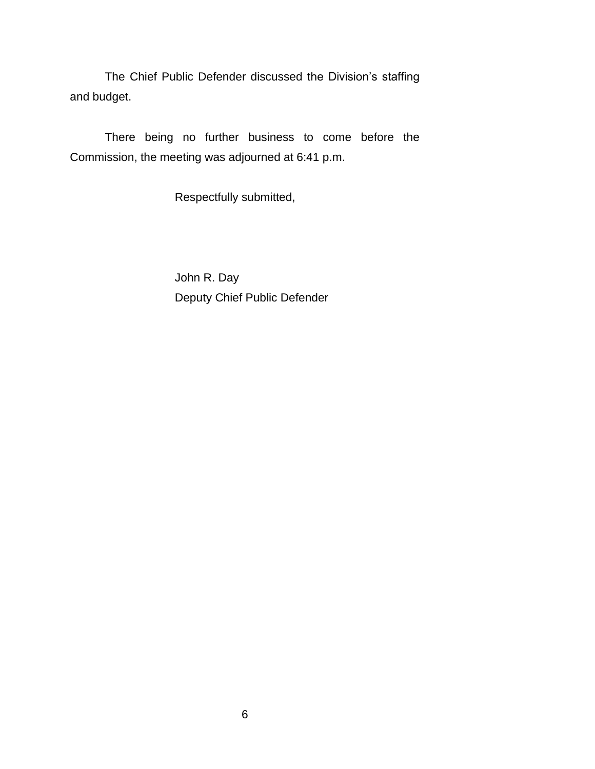The Chief Public Defender discussed the Division's staffing and budget.

There being no further business to come before the Commission, the meeting was adjourned at 6:41 p.m.

Respectfully submitted,

John R. Day
Deputy Chief Public Defender